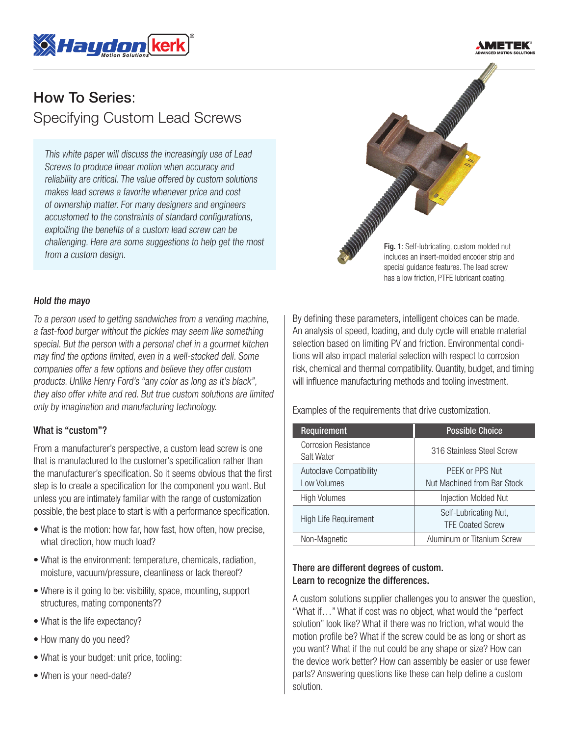# How To Series:
## Specifying Custom Lead Screws

*This white paper will discuss the increasingly use of Lead Screws to produce linear motion when accuracy and reliability are critical. The value offered by custom solutions makes lead screws a favorite whenever price and cost of ownership matter. For many designers and engineers accustomed to the constraints of standard configurations, exploiting the benefits of a custom lead screw can be challenging. Here are some suggestions to help get the most from a custom design.*

**Fig. 1**: Self-lubricating, custom molded nut includes an insert-molded encoder strip and special guidance features. The lead screw has a low friction, PTFE lubricant coating.

### *Hold the mayo*

*To a person used to getting sandwiches from a vending machine, a fast-food burger without the pickles may seem like something special. But the person with a personal chef in a gourmet kitchen may find the options limited, even in a well-stocked deli. Some companies offer a few options and believe they offer custom products. Unlike Henry Ford's "any color as long as it's black", they also offer white and red. But true custom solutions are limited only by imagination and manufacturing technology.*

### What is "custom"?

From a manufacturer's perspective, a custom lead screw is one that is manufactured to the customer's specification rather than the manufacturer's specification. So it seems obvious that the first step is to create a specification for the component you want. But unless you are intimately familiar with the range of customization possible, the best place to start is with a performance specification.

- What is the motion: how far, how fast, how often, how precise, what direction, how much load?
- What is the environment: temperature, chemicals, radiation, moisture, vacuum/pressure, cleanliness or lack thereof?
- Where is it going to be: visibility, space, mounting, support structures, mating components??
- What is the life expectancy?
- How many do you need?
- What is your budget: unit price, tooling:
- When is your need-date?

By defining these parameters, intelligent choices can be made. An analysis of speed, loading, and duty cycle will enable material selection based on limiting PV and friction. Environmental conditions will also impact material selection with respect to corrosion risk, chemical and thermal compatibility. Quantity, budget, and timing will influence manufacturing methods and tooling investment.

Examples of the requirements that drive customization.

| Requirement | Possible Choice |
|---|---|
| Corrosion Resistance Salt Water | 316 Stainless Steel Screw |
| Autoclave Compatibility Low Volumes | PEEK or PPS Nut Nut Machined from Bar Stock |
| High Volumes | Injection Molded Nut |
| High Life Requirement | Self-Lubricating Nut, TFE Coated Screw |
| Non-Magnetic | Aluminum or Titanium Screw |

### There are different degrees of custom. Learn to recognize the differences.

A custom solutions supplier challenges you to answer the question, "What if…" What if cost was no object, what would the "perfect solution" look like? What if there was no friction, what would the motion profile be? What if the screw could be as long or short as you want? What if the nut could be any shape or size? How can the device work better? How can assembly be easier or use fewer parts? Answering questions like these can help define a custom solution.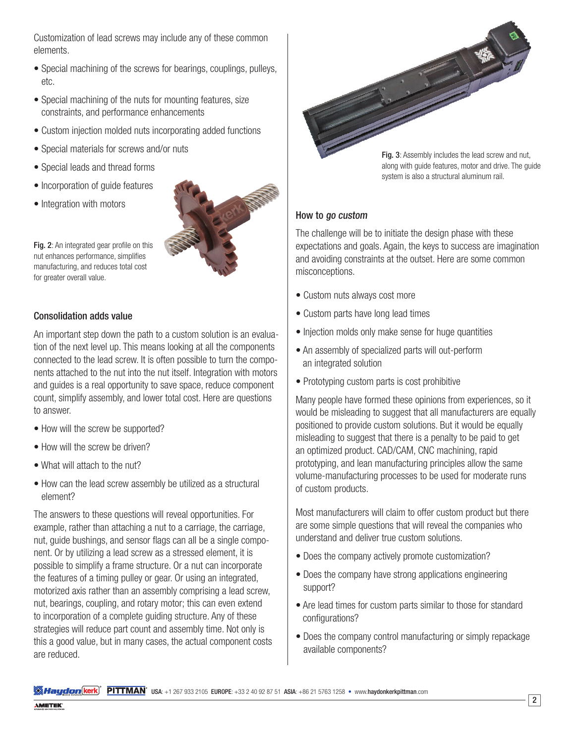Customization of lead screws may include any of these common elements.

- Special machining of the screws for bearings, couplings, pulleys, etc.
- Special machining of the nuts for mounting features, size constraints, and performance enhancements
- Custom injection molded nuts incorporating added functions
- Special materials for screws and/or nuts
- Special leads and thread forms
- Incorporation of guide features
- Integration with motors

**Fig. 2**: An integrated gear profile on this nut enhances performance, simplifies manufacturing, and reduces total cost for greater overall value.

## Consolidation adds value

An important step down the path to a custom solution is an evaluation of the next level up. This means looking at all the components connected to the lead screw. It is often possible to turn the components attached to the nut into the nut itself. Integration with motors and guides is a real opportunity to save space, reduce component count, simplify assembly, and lower total cost. Here are questions to answer.

- How will the screw be supported?
- How will the screw be driven?
- What will attach to the nut?
- How can the lead screw assembly be utilized as a structural element?

The answers to these questions will reveal opportunities. For example, rather than attaching a nut to a carriage, the carriage, nut, guide bushings, and sensor flags can all be a single component. Or by utilizing a lead screw as a stressed element, it is possible to simplify a frame structure. Or a nut can incorporate the features of a timing pulley or gear. Or using an integrated, motorized axis rather than an assembly comprising a lead screw, nut, bearings, coupling, and rotary motor; this can even extend to incorporation of a complete guiding structure. Any of these strategies will reduce part count and assembly time. Not only is this a good value, but in many cases, the actual component costs are reduced.

**Fig. 3**: Assembly includes the lead screw and nut, along with guide features, motor and drive. The guide system is also a structural aluminum rail.

## How to *go custom*

The challenge will be to initiate the design phase with these expectations and goals. Again, the keys to success are imagination and avoiding constraints at the outset. Here are some common misconceptions.

- Custom nuts always cost more
- Custom parts have long lead times
- Injection molds only make sense for huge quantities
- An assembly of specialized parts will out-perform an integrated solution
- Prototyping custom parts is cost prohibitive

Many people have formed these opinions from experiences, so it would be misleading to suggest that all manufacturers are equally positioned to provide custom solutions. But it would be equally misleading to suggest that there is a penalty to be paid to get an optimized product. CAD/CAM, CNC machining, rapid prototyping, and lean manufacturing principles allow the same volume-manufacturing processes to be used for moderate runs of custom products.

Most manufacturers will claim to offer custom product but there are some simple questions that will reveal the companies who understand and deliver true custom solutions.

- Does the company actively promote customization?
- Does the company have strong applications engineering support?
- Are lead times for custom parts similar to those for standard configurations?
- Does the company control manufacturing or simply repackage available components?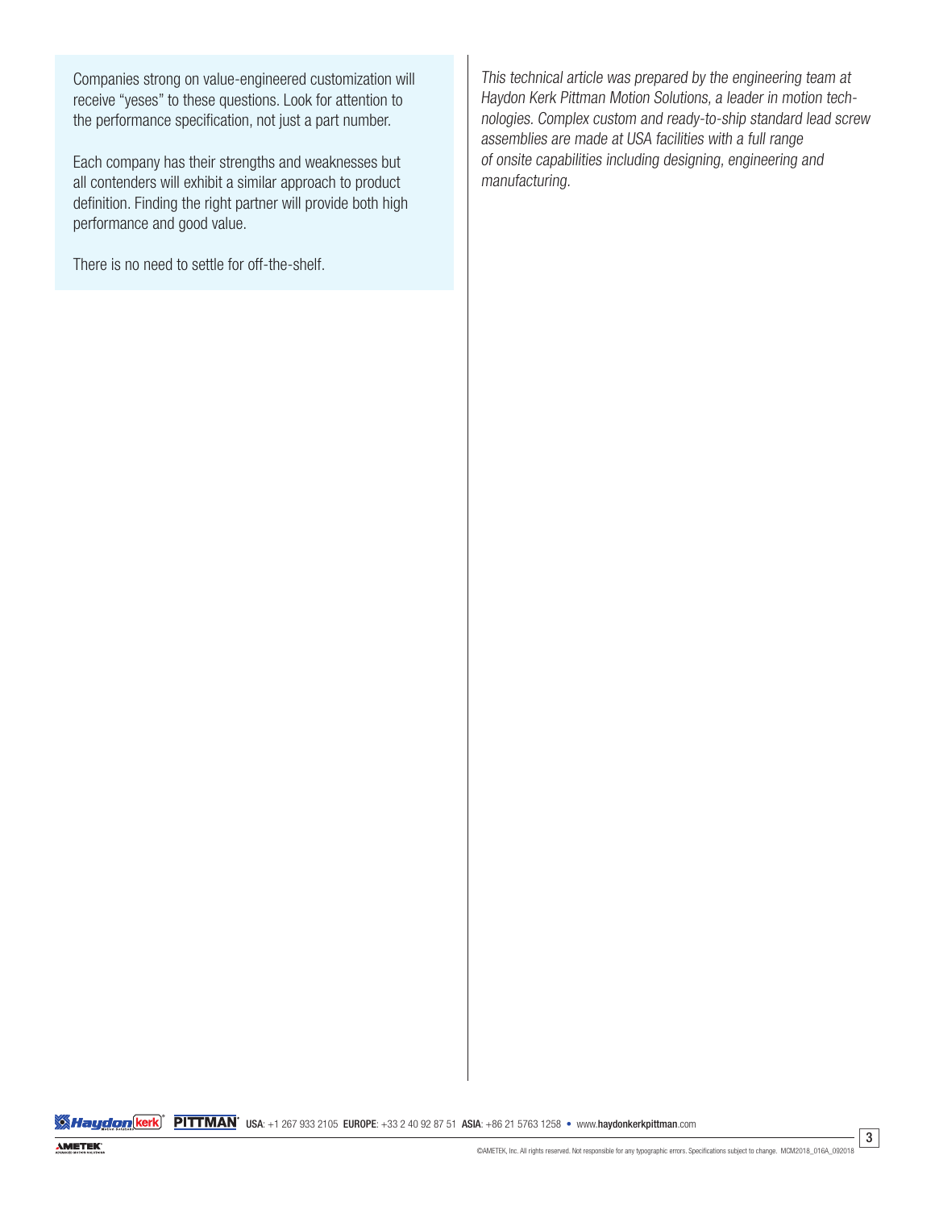Companies strong on value-engineered customization will receive "yeses" to these questions. Look for attention to the performance specification, not just a part number.

Each company has their strengths and weaknesses but all contenders will exhibit a similar approach to product definition. Finding the right partner will provide both high performance and good value.

There is no need to settle for off-the-shelf.

*This technical article was prepared by the engineering team at Haydon Kerk Pittman Motion Solutions, a leader in motion technologies. Complex custom and ready-to-ship standard lead screw assemblies are made at USA facilities with a full range of onsite capabilities including designing, engineering and manufacturing.*